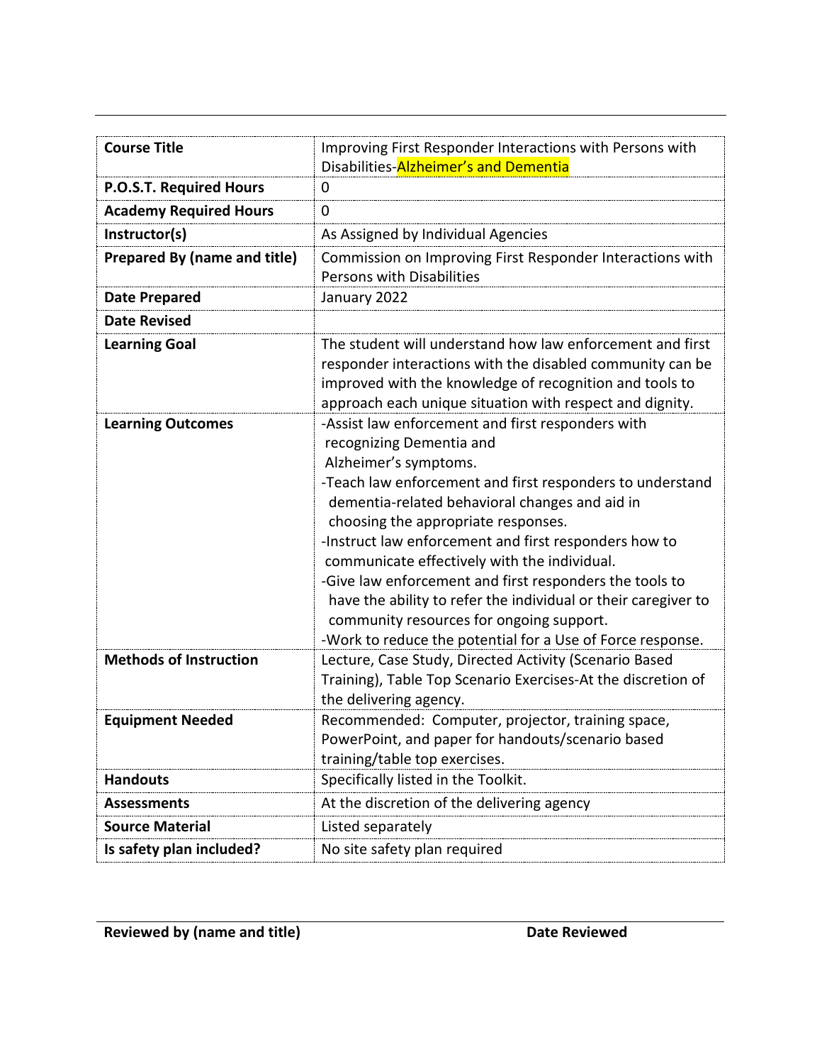| | |
|---|---|
| **Course Title** | Improving First Responder Interactions with Persons with Disabilities-Alzheimer's and Dementia |
| **P.O.S.T. Required Hours** | 0 |
| **Academy Required Hours** | 0 |
| **Instructor(s)** | As Assigned by Individual Agencies |
| **Prepared By (name and title)** | Commission on Improving First Responder Interactions with Persons with Disabilities |
| **Date Prepared** | January 2022 |
| **Date Revised** | |
| **Learning Goal** | The student will understand how law enforcement and first responder interactions with the disabled community can be improved with the knowledge of recognition and tools to approach each unique situation with respect and dignity. |
| **Learning Outcomes** | -Assist law enforcement and first responders with recognizing Dementia and Alzheimer's symptoms.<br>-Teach law enforcement and first responders to understand dementia-related behavioral changes and aid in choosing the appropriate responses.<br>-Instruct law enforcement and first responders how to communicate effectively with the individual.<br>-Give law enforcement and first responders the tools to have the ability to refer the individual or their caregiver to community resources for ongoing support.<br>-Work to reduce the potential for a Use of Force response. |
| **Methods of Instruction** | Lecture, Case Study, Directed Activity (Scenario Based Training), Table Top Scenario Exercises-At the discretion of the delivering agency. |
| **Equipment Needed** | Recommended: Computer, projector, training space, PowerPoint, and paper for handouts/scenario based training/table top exercises. |
| **Handouts** | Specifically listed in the Toolkit. |
| **Assessments** | At the discretion of the delivering agency |
| **Source Material** | Listed separately |
| **Is safety plan included?** | No site safety plan required |

**Reviewed by (name and title)** **Date Reviewed**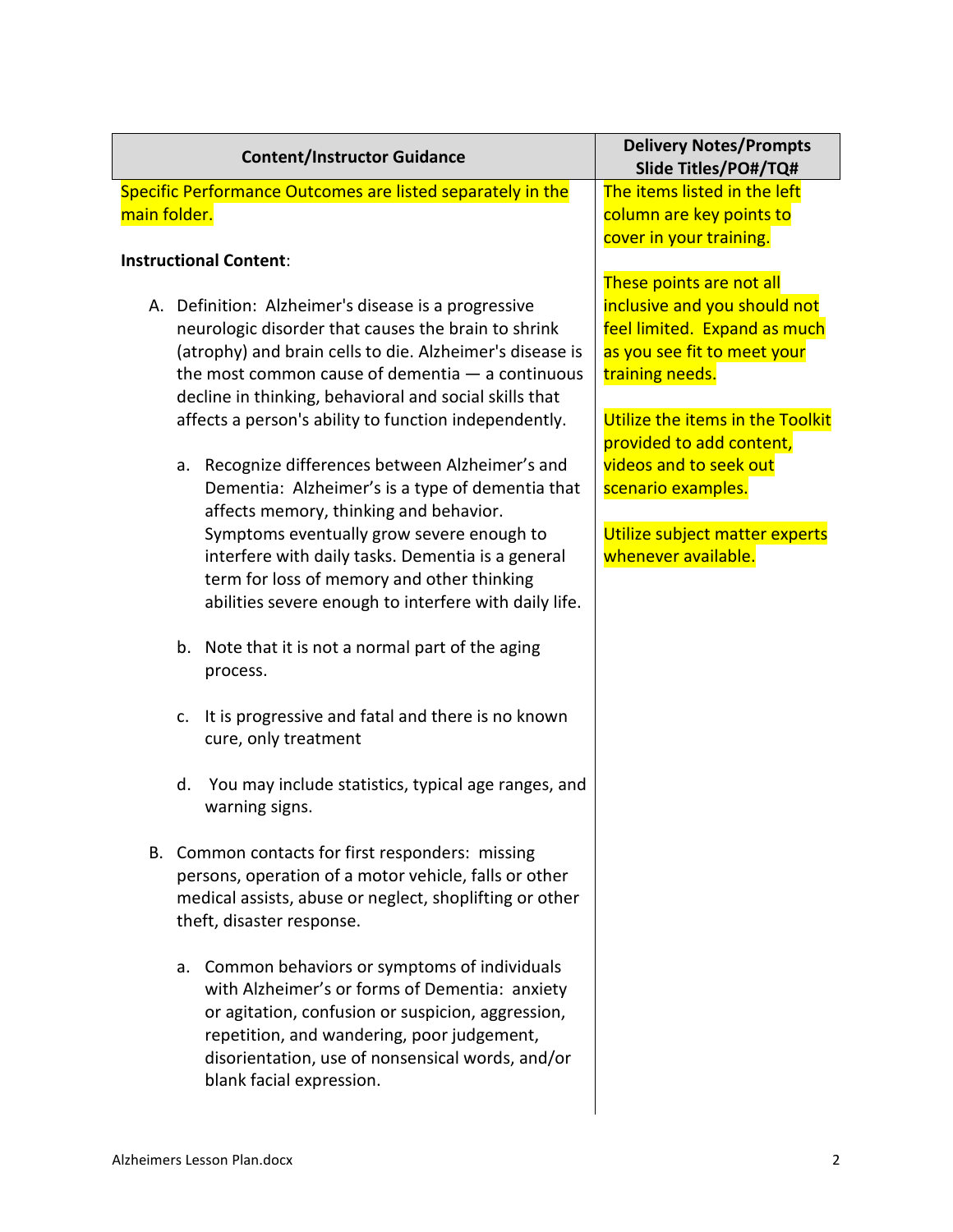| Content/Instructor Guidance | Delivery Notes/Prompts Slide Titles/PO#/TQ# |
|---|---|
| Specific Performance Outcomes are listed separately in the main folder.<br><br>**Instructional Content**:<br><br>A. Definition: Alzheimer's disease is a progressive neurologic disorder that causes the brain to shrink (atrophy) and brain cells to die. Alzheimer's disease is the most common cause of dementia — a continuous decline in thinking, behavioral and social skills that affects a person's ability to function independently.<br><br>a. Recognize differences between Alzheimer's and Dementia: Alzheimer's is a type of dementia that affects memory, thinking and behavior. Symptoms eventually grow severe enough to interfere with daily tasks. Dementia is a general term for loss of memory and other thinking abilities severe enough to interfere with daily life.<br><br>b. Note that it is not a normal part of the aging process.<br><br>c. It is progressive and fatal and there is no known cure, only treatment<br><br>d. You may include statistics, typical age ranges, and warning signs.<br><br>B. Common contacts for first responders: missing persons, operation of a motor vehicle, falls or other medical assists, abuse or neglect, shoplifting or other theft, disaster response.<br><br>a. Common behaviors or symptoms of individuals with Alzheimer's or forms of Dementia: anxiety or agitation, confusion or suspicion, aggression, repetition, and wandering, poor judgement, disorientation, use of nonsensical words, and/or blank facial expression. | The items listed in the left column are key points to cover in your training.<br><br>These points are not all inclusive and you should not feel limited. Expand as much as you see fit to meet your training needs.<br><br>Utilize the items in the Toolkit provided to add content, videos and to seek out scenario examples.<br><br>Utilize subject matter experts whenever available. |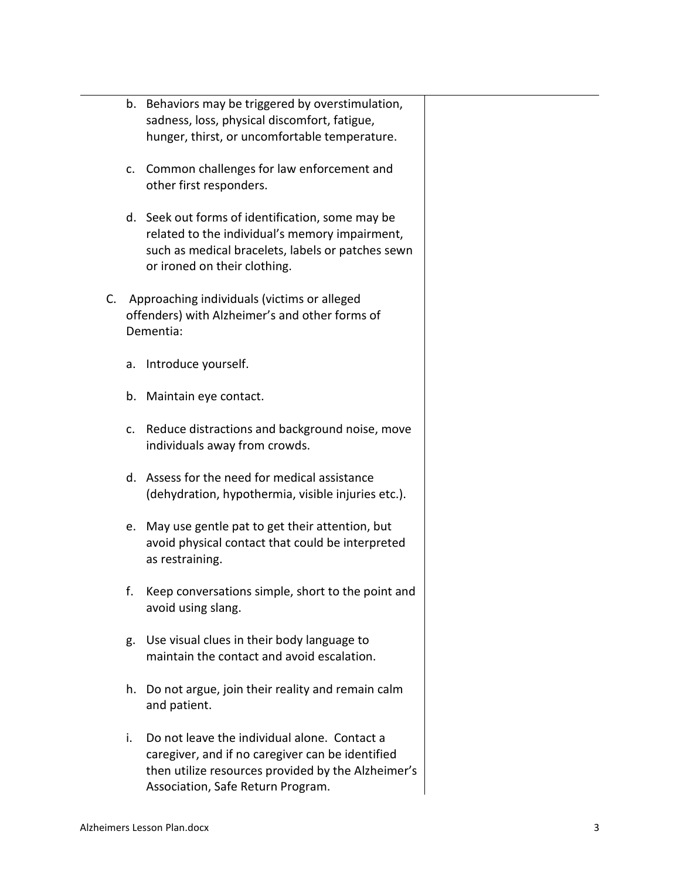b. Behaviors may be triggered by overstimulation, sadness, loss, physical discomfort, fatigue, hunger, thirst, or uncomfortable temperature.

c. Common challenges for law enforcement and other first responders.

d. Seek out forms of identification, some may be related to the individual's memory impairment, such as medical bracelets, labels or patches sewn or ironed on their clothing.

C. Approaching individuals (victims or alleged offenders) with Alzheimer's and other forms of Dementia:

a. Introduce yourself.

b. Maintain eye contact.

c. Reduce distractions and background noise, move individuals away from crowds.

d. Assess for the need for medical assistance (dehydration, hypothermia, visible injuries etc.).

e. May use gentle pat to get their attention, but avoid physical contact that could be interpreted as restraining.

f. Keep conversations simple, short to the point and avoid using slang.

g. Use visual clues in their body language to maintain the contact and avoid escalation.

h. Do not argue, join their reality and remain calm and patient.

i. Do not leave the individual alone. Contact a caregiver, and if no caregiver can be identified then utilize resources provided by the Alzheimer's Association, Safe Return Program.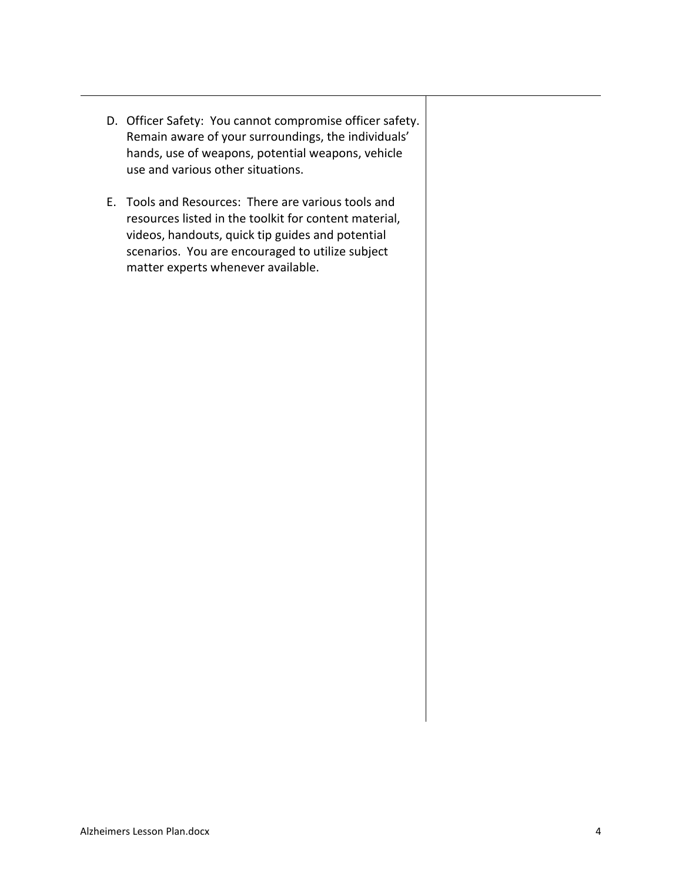D. Officer Safety: You cannot compromise officer safety. Remain aware of your surroundings, the individuals' hands, use of weapons, potential weapons, vehicle use and various other situations.

E. Tools and Resources: There are various tools and resources listed in the toolkit for content material, videos, handouts, quick tip guides and potential scenarios. You are encouraged to utilize subject matter experts whenever available.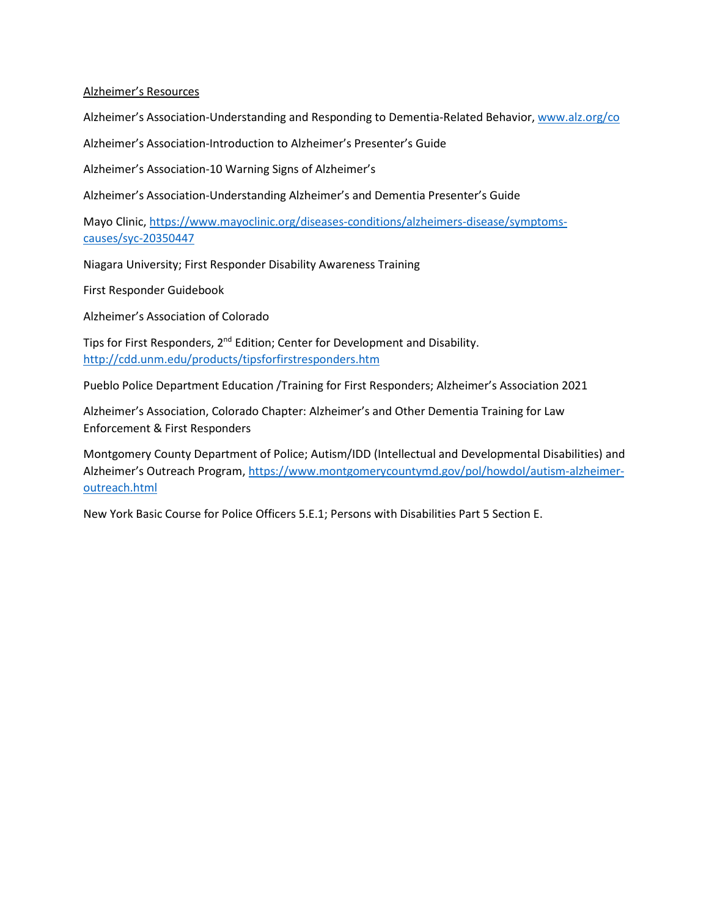Alzheimer's Resources

Alzheimer's Association-Understanding and Responding to Dementia-Related Behavior, www.alz.org/co

Alzheimer's Association-Introduction to Alzheimer's Presenter's Guide

Alzheimer's Association-10 Warning Signs of Alzheimer's

Alzheimer's Association-Understanding Alzheimer's and Dementia Presenter's Guide

Mayo Clinic, https://www.mayoclinic.org/diseases-conditions/alzheimers-disease/symptoms-causes/syc-20350447

Niagara University; First Responder Disability Awareness Training

First Responder Guidebook

Alzheimer's Association of Colorado

Tips for First Responders, 2nd Edition; Center for Development and Disability. http://cdd.unm.edu/products/tipsforfirstresponders.htm

Pueblo Police Department Education /Training for First Responders; Alzheimer's Association 2021

Alzheimer's Association, Colorado Chapter: Alzheimer's and Other Dementia Training for Law Enforcement & First Responders

Montgomery County Department of Police; Autism/IDD (Intellectual and Developmental Disabilities) and Alzheimer's Outreach Program, https://www.montgomerycountymd.gov/pol/howdoI/autism-alzheimer-outreach.html

New York Basic Course for Police Officers 5.E.1; Persons with Disabilities Part 5 Section E.